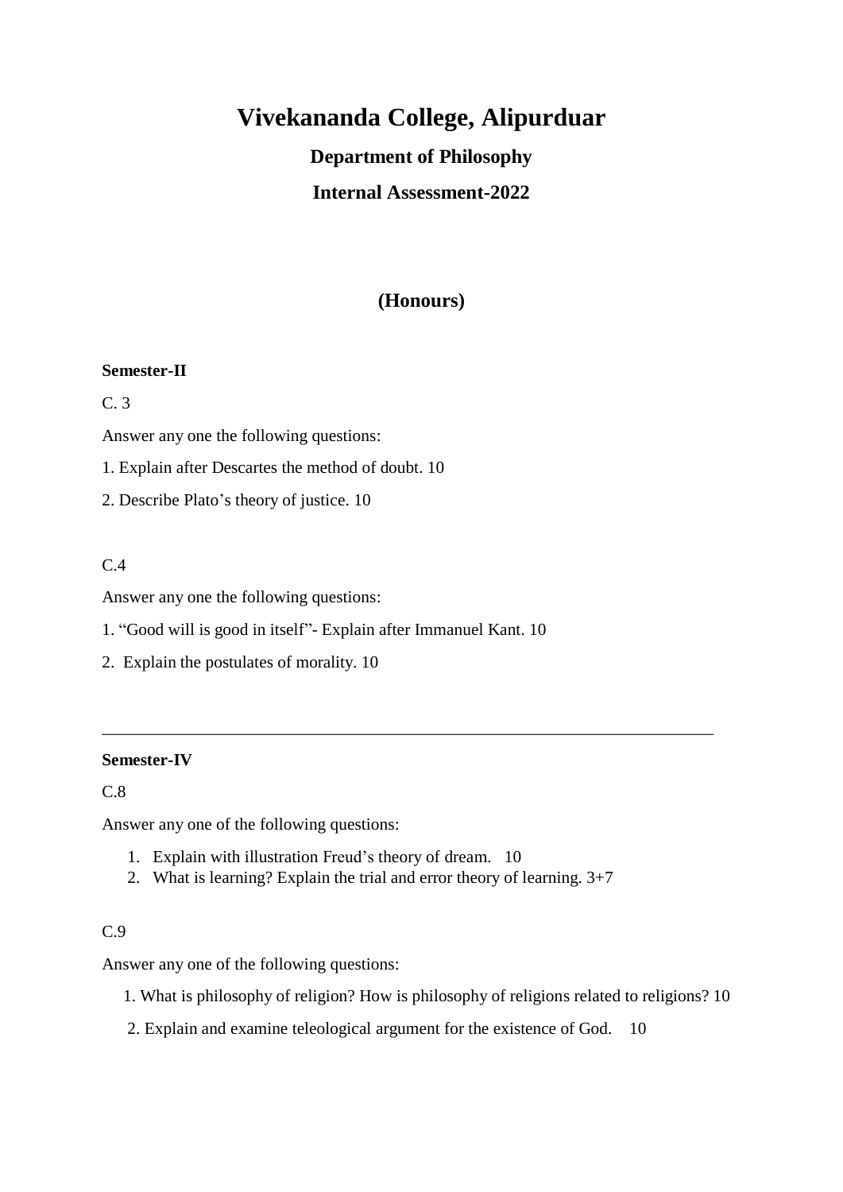# Vivekananda College, Alipurduar

## Department of Philosophy

## Internal Assessment-2022

### (Honours)

**Semester-II**

C. 3

Answer any one the following questions:

1. Explain after Descartes the method of doubt. 10

2. Describe Plato's theory of justice. 10

C.4

Answer any one the following questions:

1. "Good will is good in itself"- Explain after Immanuel Kant. 10

2. Explain the postulates of morality. 10

---

**Semester-IV**

C.8

Answer any one of the following questions:

1. Explain with illustration Freud's theory of dream. 10
2. What is learning? Explain the trial and error theory of learning. 3+7

C.9

Answer any one of the following questions:

1. What is philosophy of religion? How is philosophy of religions related to religions? 10

2. Explain and examine teleological argument for the existence of God. 10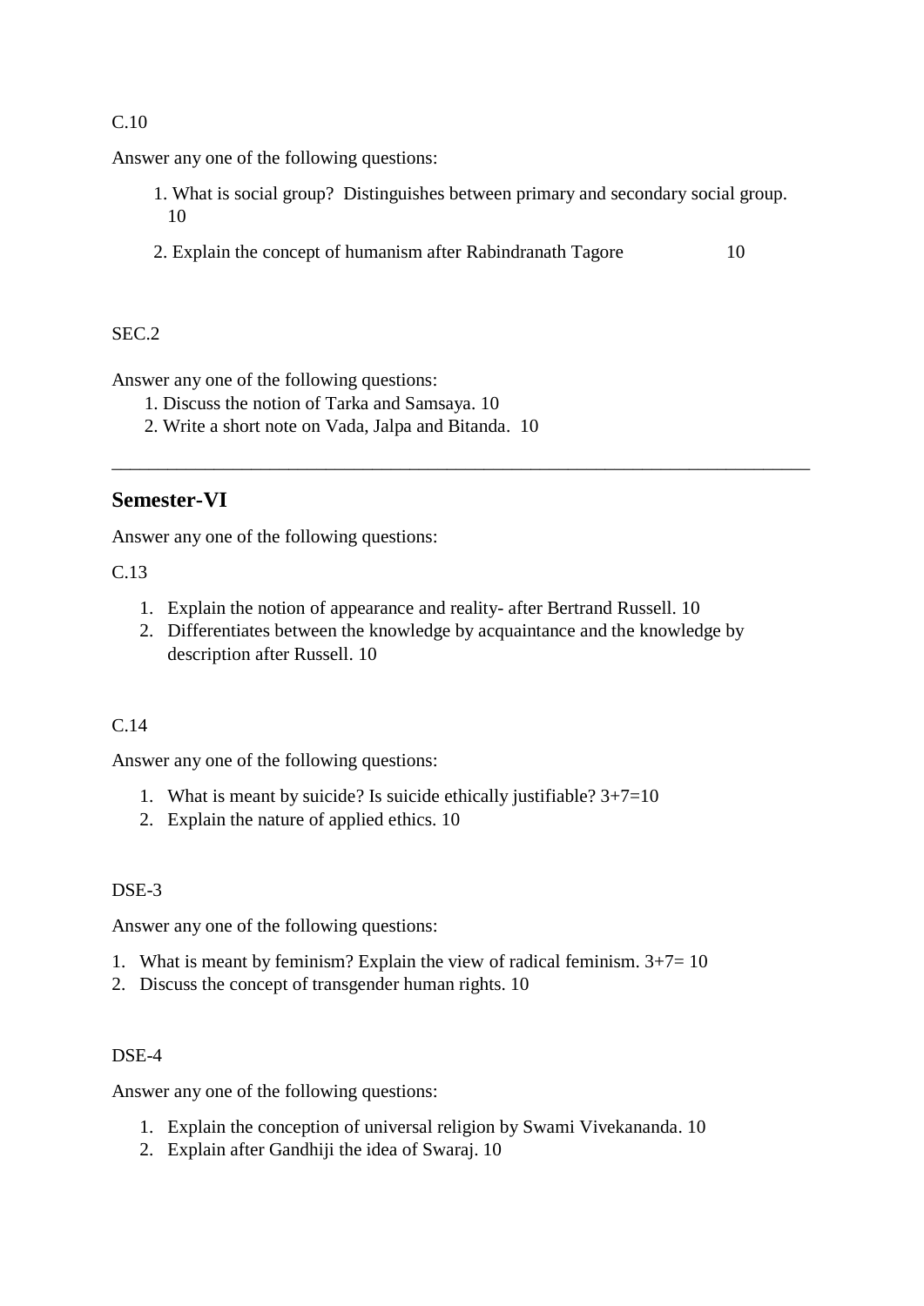C.10

Answer any one of the following questions:

1. What is social group? Distinguishes between primary and secondary social group. 10
2. Explain the concept of humanism after Rabindranath Tagore 10

SEC.2

Answer any one of the following questions:

1. Discuss the notion of Tarka and Samsaya. 10
2. Write a short note on Vada, Jalpa and Bitanda. 10

---

## Semester-VI

Answer any one of the following questions:

C.13

1. Explain the notion of appearance and reality- after Bertrand Russell. 10
2. Differentiates between the knowledge by acquaintance and the knowledge by description after Russell. 10

C.14

Answer any one of the following questions:

1. What is meant by suicide? Is suicide ethically justifiable? 3+7=10
2. Explain the nature of applied ethics. 10

DSE-3

Answer any one of the following questions:

1. What is meant by feminism? Explain the view of radical feminism. 3+7= 10
2. Discuss the concept of transgender human rights. 10

DSE-4

Answer any one of the following questions:

1. Explain the conception of universal religion by Swami Vivekananda. 10
2. Explain after Gandhiji the idea of Swaraj. 10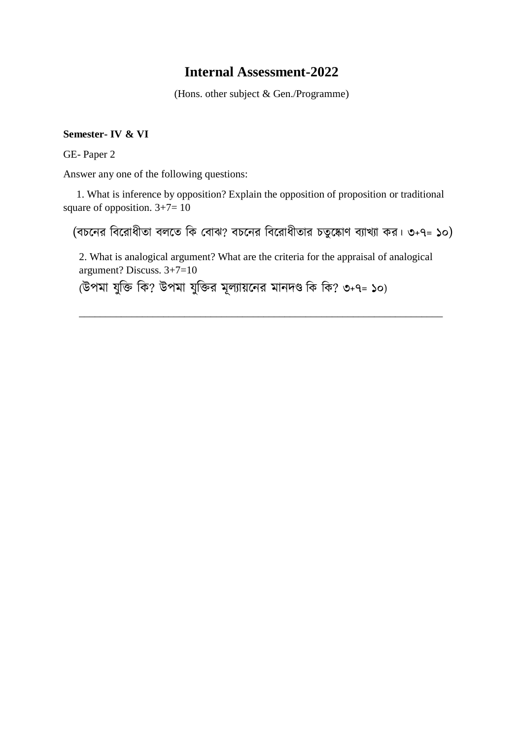# Internal Assessment-2022

(Hons. other subject & Gen./Programme)

**Semester- IV & VI**

GE- Paper 2

Answer any one of the following questions:

1. What is inference by opposition? Explain the opposition of proposition or traditional square of opposition. 3+7= 10

(বচনের বিরোধীতা বলতে কি বোঝ? বচনের বিরোধীতার চতুষ্কোণ ব্যাখ্যা কর। ৩+৭= ১০)

2. What is analogical argument? What are the criteria for the appraisal of analogical argument? Discuss. 3+7=10

(উপমা যুক্তি কি? উপমা যুক্তির মূল্যায়নের মানদণ্ড কি কি? ৩+৭= ১০)

---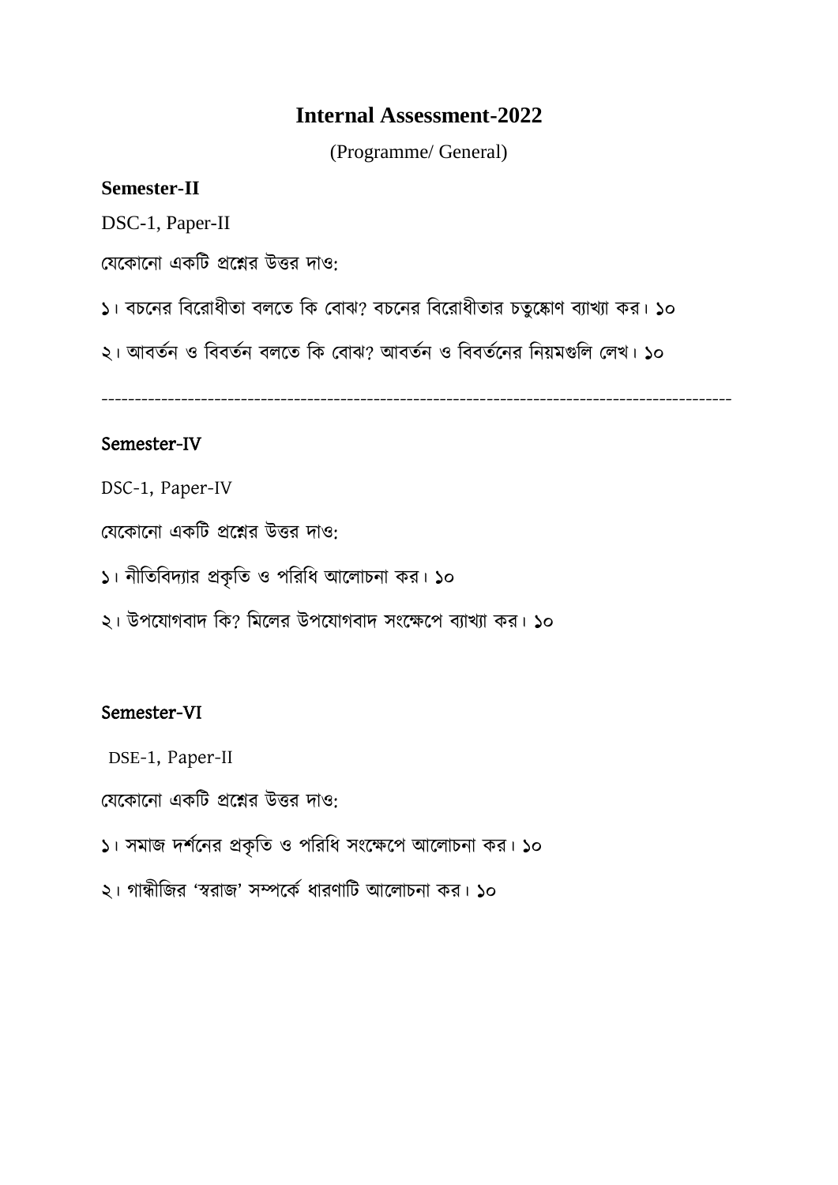# Internal Assessment-2022

(Programme/ General)

**Semester-II**

DSC-1, Paper-II

যেকোনো একটি প্রশ্নের উত্তর দাও:

১। বচনের বিরোধীতা বলতে কি বোঝ? বচনের বিরোধীতার চতুষ্কোণ ব্যাখ্যা কর। ১০

২। আবর্তন ও বিবর্তন বলতে কি বোঝ? আবর্তন ও বিবর্তনের নিয়মগুলি লেখ। ১০

---

**Semester-IV**

DSC-1, Paper-IV

যেকোনো একটি প্রশ্নের উত্তর দাও:

১। নীতিবিদ্যার প্রকৃতি ও পরিধি আলোচনা কর। ১০

২। উপযোগবাদ কি? মিলের উপযোগবাদ সংক্ষেপে ব্যাখ্যা কর। ১০

**Semester-VI**

DSE-1, Paper-II

যেকোনো একটি প্রশ্নের উত্তর দাও:

১। সমাজ দর্শনের প্রকৃতি ও পরিধি সংক্ষেপে আলোচনা কর। ১০

২। গান্ধীজির 'স্বরাজ' সম্পর্কে ধারণাটি আলোচনা কর। ১০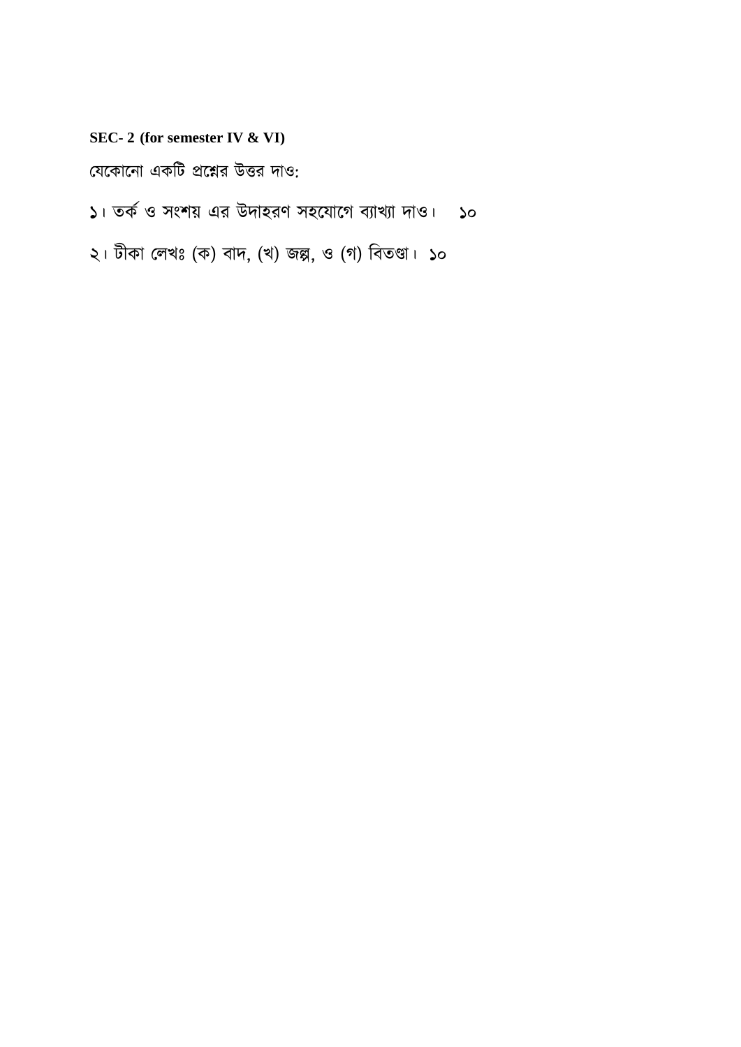**SEC- 2 (for semester IV & VI)**

যেকোনো একটি প্রশ্নের উত্তর দাও:

১। তর্ক ও সংশয় এর উদাহরণ সহযোগে ব্যাখ্যা দাও।   ১০

২। টীকা লেখঃ (ক) বাদ, (খ) জল্প, ও (গ) বিতণ্ডা। ১০